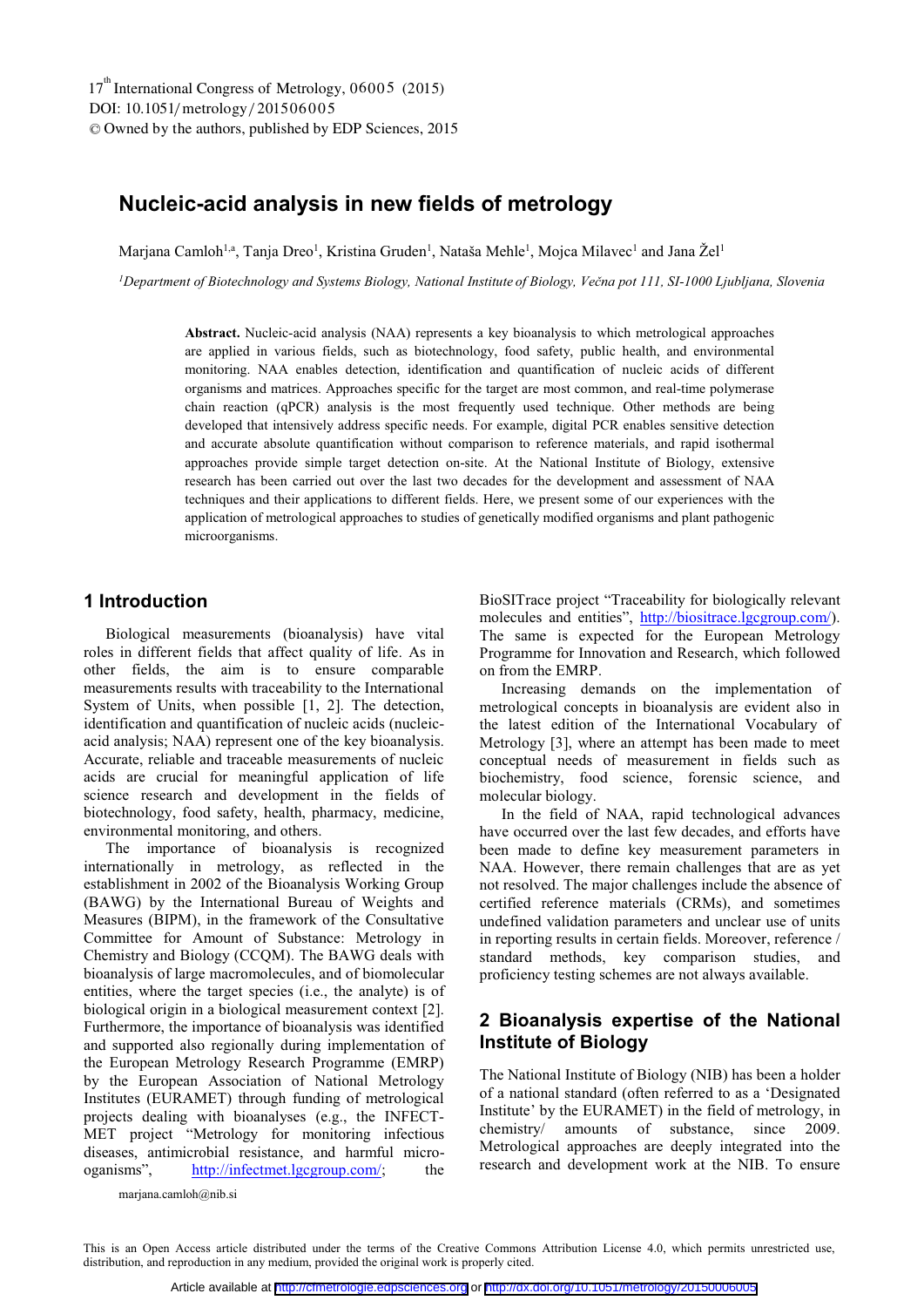17[th] International Congress of Metrology, 06005 (2015)
DOI: 10.1051/metrology/201506005
© Owned by the authors, published by EDP Sciences, 2015

# Nucleic-acid analysis in new fields of metrology

Marjana Camloh[1,a], Tanja Dreo[1], Kristina Gruden[1], Nataša Mehle[1], Mojca Milavec[1] and Jana Žel[1]

[1]*Department of Biotechnology and Systems Biology, National Institute of Biology, Večna pot 111, SI-1000 Ljubljana, Slovenia*

**Abstract.** Nucleic-acid analysis (NAA) represents a key bioanalysis to which metrological approaches are applied in various fields, such as biotechnology, food safety, public health, and environmental monitoring. NAA enables detection, identification and quantification of nucleic acids of different organisms and matrices. Approaches specific for the target are most common, and real-time polymerase chain reaction (qPCR) analysis is the most frequently used technique. Other methods are being developed that intensively address specific needs. For example, digital PCR enables sensitive detection and accurate absolute quantification without comparison to reference materials, and rapid isothermal approaches provide simple target detection on-site. At the National Institute of Biology, extensive research has been carried out over the last two decades for the development and assessment of NAA techniques and their applications to different fields. Here, we present some of our experiences with the application of metrological approaches to studies of genetically modified organisms and plant pathogenic microorganisms.

## 1 Introduction

Biological measurements (bioanalysis) have vital roles in different fields that affect quality of life. As in other fields, the aim is to ensure comparable measurements results with traceability to the International System of Units, when possible [1, 2]. The detection, identification and quantification of nucleic acids (nucleic-acid analysis; NAA) represent one of the key bioanalysis. Accurate, reliable and traceable measurements of nucleic acids are crucial for meaningful application of life science research and development in the fields of biotechnology, food safety, health, pharmacy, medicine, environmental monitoring, and others.

The importance of bioanalysis is recognized internationally in metrology, as reflected in the establishment in 2002 of the Bioanalysis Working Group (BAWG) by the International Bureau of Weights and Measures (BIPM), in the framework of the Consultative Committee for Amount of Substance: Metrology in Chemistry and Biology (CCQM). The BAWG deals with bioanalysis of large macromolecules, and of biomolecular entities, where the target species (i.e., the analyte) is of biological origin in a biological measurement context [2]. Furthermore, the importance of bioanalysis was identified and supported also regionally during implementation of the European Metrology Research Programme (EMRP) by the European Association of National Metrology Institutes (EURAMET) through funding of metrological projects dealing with bioanalyses (e.g., the INFECT-MET project "Metrology for monitoring infectious diseases, antimicrobial resistance, and harmful micro-organisms", http://infectmet.lgcgroup.com/; the BioSITrace project "Traceability for biologically relevant molecules and entities", http://biositrace.lgcgroup.com/). The same is expected for the European Metrology Programme for Innovation and Research, which followed on from the EMRP.

Increasing demands on the implementation of metrological concepts in bioanalysis are evident also in the latest edition of the International Vocabulary of Metrology [3], where an attempt has been made to meet conceptual needs of measurement in fields such as biochemistry, food science, forensic science, and molecular biology.

In the field of NAA, rapid technological advances have occurred over the last few decades, and efforts have been made to define key measurement parameters in NAA. However, there remain challenges that are as yet not resolved. The major challenges include the absence of certified reference materials (CRMs), and sometimes undefined validation parameters and unclear use of units in reporting results in certain fields. Moreover, reference / standard methods, key comparison studies, and proficiency testing schemes are not always available.

## 2 Bioanalysis expertise of the National Institute of Biology

The National Institute of Biology (NIB) has been a holder of a national standard (often referred to as a 'Designated Institute' by the EURAMET) in the field of metrology, in chemistry/ amounts of substance, since 2009. Metrological approaches are deeply integrated into the research and development work at the NIB. To ensure

[a] marjana.camloh@nib.si

This is an Open Access article distributed under the terms of the Creative Commons Attribution License 4.0, which permits unrestricted use, distribution, and reproduction in any medium, provided the original work is properly cited.

Article available at http://cfmetrologie.edpsciences.org or http://dx.doi.org/10.1051/metrology/20150006005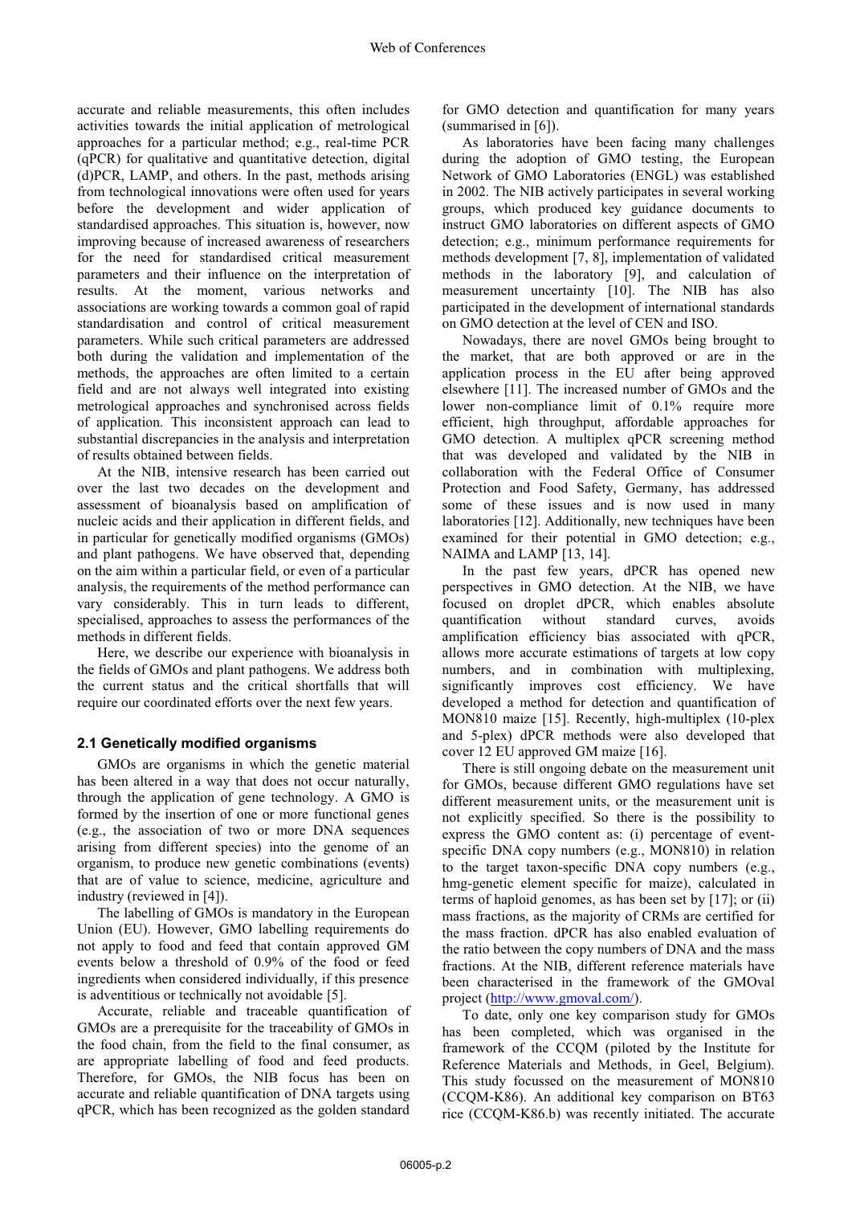accurate and reliable measurements, this often includes activities towards the initial application of metrological approaches for a particular method; e.g., real-time PCR (qPCR) for qualitative and quantitative detection, digital (d)PCR, LAMP, and others. In the past, methods arising from technological innovations were often used for years before the development and wider application of standardised approaches. This situation is, however, now improving because of increased awareness of researchers for the need for standardised critical measurement parameters and their influence on the interpretation of results. At the moment, various networks and associations are working towards a common goal of rapid standardisation and control of critical measurement parameters. While such critical parameters are addressed both during the validation and implementation of the methods, the approaches are often limited to a certain field and are not always well integrated into existing metrological approaches and synchronised across fields of application. This inconsistent approach can lead to substantial discrepancies in the analysis and interpretation of results obtained between fields.

At the NIB, intensive research has been carried out over the last two decades on the development and assessment of bioanalysis based on amplification of nucleic acids and their application in different fields, and in particular for genetically modified organisms (GMOs) and plant pathogens. We have observed that, depending on the aim within a particular field, or even of a particular analysis, the requirements of the method performance can vary considerably. This in turn leads to different, specialised, approaches to assess the performances of the methods in different fields.

Here, we describe our experience with bioanalysis in the fields of GMOs and plant pathogens. We address both the current status and the critical shortfalls that will require our coordinated efforts over the next few years.

## 2.1 Genetically modified organisms

GMOs are organisms in which the genetic material has been altered in a way that does not occur naturally, through the application of gene technology. A GMO is formed by the insertion of one or more functional genes (e.g., the association of two or more DNA sequences arising from different species) into the genome of an organism, to produce new genetic combinations (events) that are of value to science, medicine, agriculture and industry (reviewed in [4]).

The labelling of GMOs is mandatory in the European Union (EU). However, GMO labelling requirements do not apply to food and feed that contain approved GM events below a threshold of 0.9% of the food or feed ingredients when considered individually, if this presence is adventitious or technically not avoidable [5].

Accurate, reliable and traceable quantification of GMOs are a prerequisite for the traceability of GMOs in the food chain, from the field to the final consumer, as are appropriate labelling of food and feed products. Therefore, for GMOs, the NIB focus has been on accurate and reliable quantification of DNA targets using qPCR, which has been recognized as the golden standard for GMO detection and quantification for many years (summarised in [6]).

As laboratories have been facing many challenges during the adoption of GMO testing, the European Network of GMO Laboratories (ENGL) was established in 2002. The NIB actively participates in several working groups, which produced key guidance documents to instruct GMO laboratories on different aspects of GMO detection; e.g., minimum performance requirements for methods development [7, 8], implementation of validated methods in the laboratory [9], and calculation of measurement uncertainty [10]. The NIB has also participated in the development of international standards on GMO detection at the level of CEN and ISO.

Nowadays, there are novel GMOs being brought to the market, that are both approved or are in the application process in the EU after being approved elsewhere [11]. The increased number of GMOs and the lower non-compliance limit of 0.1% require more efficient, high throughput, affordable approaches for GMO detection. A multiplex qPCR screening method that was developed and validated by the NIB in collaboration with the Federal Office of Consumer Protection and Food Safety, Germany, has addressed some of these issues and is now used in many laboratories [12]. Additionally, new techniques have been examined for their potential in GMO detection; e.g., NAIMA and LAMP [13, 14].

In the past few years, dPCR has opened new perspectives in GMO detection. At the NIB, we have focused on droplet dPCR, which enables absolute quantification without standard curves, avoids amplification efficiency bias associated with qPCR, allows more accurate estimations of targets at low copy numbers, and in combination with multiplexing, significantly improves cost efficiency. We have developed a method for detection and quantification of MON810 maize [15]. Recently, high-multiplex (10-plex and 5-plex) dPCR methods were also developed that cover 12 EU approved GM maize [16].

There is still ongoing debate on the measurement unit for GMOs, because different GMO regulations have set different measurement units, or the measurement unit is not explicitly specified. So there is the possibility to express the GMO content as: (i) percentage of event-specific DNA copy numbers (e.g., MON810) in relation to the target taxon-specific DNA copy numbers (e.g., hmg-genetic element specific for maize), calculated in terms of haploid genomes, as has been set by [17]; or (ii) mass fractions, as the majority of CRMs are certified for the mass fraction. dPCR has also enabled evaluation of the ratio between the copy numbers of DNA and the mass fractions. At the NIB, different reference materials have been characterised in the framework of the GMOval project (http://www.gmoval.com/).

To date, only one key comparison study for GMOs has been completed, which was organised in the framework of the CCQM (piloted by the Institute for Reference Materials and Methods, in Geel, Belgium). This study focussed on the measurement of MON810 (CCQM-K86). An additional key comparison on BT63 rice (CCQM-K86.b) was recently initiated. The accurate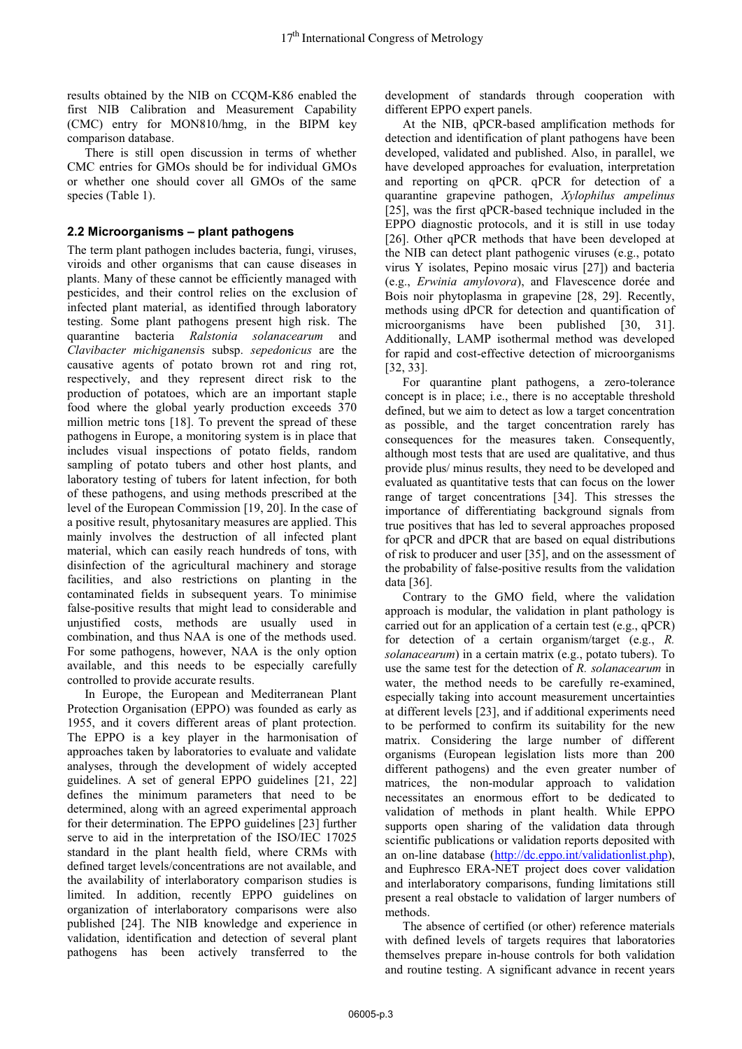results obtained by the NIB on CCQM-K86 enabled the first NIB Calibration and Measurement Capability (CMC) entry for MON810/hmg, in the BIPM key comparison database.

There is still open discussion in terms of whether CMC entries for GMOs should be for individual GMOs or whether one should cover all GMOs of the same species (Table 1).

## 2.2 Microorganisms – plant pathogens

The term plant pathogen includes bacteria, fungi, viruses, viroids and other organisms that can cause diseases in plants. Many of these cannot be efficiently managed with pesticides, and their control relies on the exclusion of infected plant material, as identified through laboratory testing. Some plant pathogens present high risk. The quarantine bacteria *Ralstonia solanacearum* and *Clavibacter michiganensis* subsp. *sepedonicus* are the causative agents of potato brown rot and ring rot, respectively, and they represent direct risk to the production of potatoes, which are an important staple food where the global yearly production exceeds 370 million metric tons [18]. To prevent the spread of these pathogens in Europe, a monitoring system is in place that includes visual inspections of potato fields, random sampling of potato tubers and other host plants, and laboratory testing of tubers for latent infection, for both of these pathogens, and using methods prescribed at the level of the European Commission [19, 20]. In the case of a positive result, phytosanitary measures are applied. This mainly involves the destruction of all infected plant material, which can easily reach hundreds of tons, with disinfection of the agricultural machinery and storage facilities, and also restrictions on planting in the contaminated fields in subsequent years. To minimise false-positive results that might lead to considerable and unjustified costs, methods are usually used in combination, and thus NAA is one of the methods used. For some pathogens, however, NAA is the only option available, and this needs to be especially carefully controlled to provide accurate results.

In Europe, the European and Mediterranean Plant Protection Organisation (EPPO) was founded as early as 1955, and it covers different areas of plant protection. The EPPO is a key player in the harmonisation of approaches taken by laboratories to evaluate and validate analyses, through the development of widely accepted guidelines. A set of general EPPO guidelines [21, 22] defines the minimum parameters that need to be determined, along with an agreed experimental approach for their determination. The EPPO guidelines [23] further serve to aid in the interpretation of the ISO/IEC 17025 standard in the plant health field, where CRMs with defined target levels/concentrations are not available, and the availability of interlaboratory comparison studies is limited. In addition, recently EPPO guidelines on organization of interlaboratory comparisons were also published [24]. The NIB knowledge and experience in validation, identification and detection of several plant pathogens has been actively transferred to the development of standards through cooperation with different EPPO expert panels.

At the NIB, qPCR-based amplification methods for detection and identification of plant pathogens have been developed, validated and published. Also, in parallel, we have developed approaches for evaluation, interpretation and reporting on qPCR. qPCR for detection of a quarantine grapevine pathogen, *Xylophilus ampelinus* [25], was the first qPCR-based technique included in the EPPO diagnostic protocols, and it is still in use today [26]. Other qPCR methods that have been developed at the NIB can detect plant pathogenic viruses (e.g., potato virus Y isolates, Pepino mosaic virus [27]) and bacteria (e.g., *Erwinia amylovora*), and Flavescence dorée and Bois noir phytoplasma in grapevine [28, 29]. Recently, methods using dPCR for detection and quantification of microorganisms have been published [30, 31]. Additionally, LAMP isothermal method was developed for rapid and cost-effective detection of microorganisms [32, 33].

For quarantine plant pathogens, a zero-tolerance concept is in place; i.e., there is no acceptable threshold defined, but we aim to detect as low a target concentration as possible, and the target concentration rarely has consequences for the measures taken. Consequently, although most tests that are used are qualitative, and thus provide plus/ minus results, they need to be developed and evaluated as quantitative tests that can focus on the lower range of target concentrations [34]. This stresses the importance of differentiating background signals from true positives that has led to several approaches proposed for qPCR and dPCR that are based on equal distributions of risk to producer and user [35], and on the assessment of the probability of false-positive results from the validation data [36].

Contrary to the GMO field, where the validation approach is modular, the validation in plant pathology is carried out for an application of a certain test (e.g., qPCR) for detection of a certain organism/target (e.g., *R. solanacearum*) in a certain matrix (e.g., potato tubers). To use the same test for the detection of *R. solanacearum* in water, the method needs to be carefully re-examined, especially taking into account measurement uncertainties at different levels [23], and if additional experiments need to be performed to confirm its suitability for the new matrix. Considering the large number of different organisms (European legislation lists more than 200 different pathogens) and the even greater number of matrices, the non-modular approach to validation necessitates an enormous effort to be dedicated to validation of methods in plant health. While EPPO supports open sharing of the validation data through scientific publications or validation reports deposited with an on-line database (http://dc.eppo.int/validationlist.php), and Euphresco ERA-NET project does cover validation and interlaboratory comparisons, funding limitations still present a real obstacle to validation of larger numbers of methods.

The absence of certified (or other) reference materials with defined levels of targets requires that laboratories themselves prepare in-house controls for both validation and routine testing. A significant advance in recent years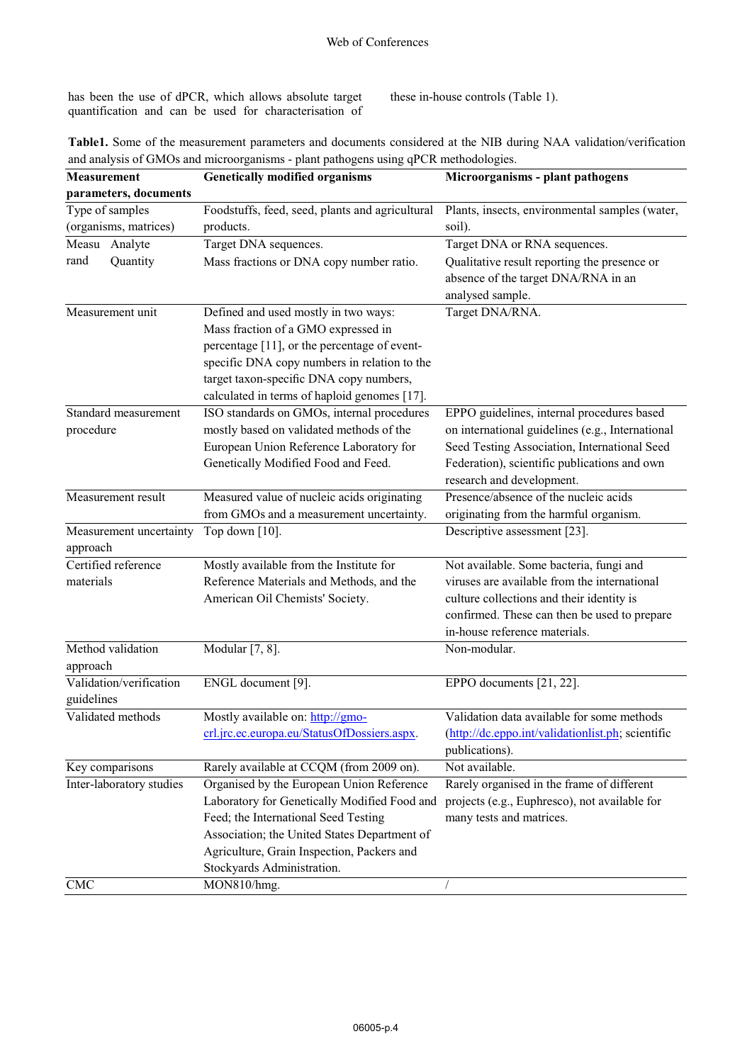has been the use of dPCR, which allows absolute target quantification and can be used for characterisation of these in-house controls (Table 1).

**Table1.** Some of the measurement parameters and documents considered at the NIB during NAA validation/verification and analysis of GMOs and microorganisms - plant pathogens using qPCR methodologies.

| Measurement parameters, documents | | Genetically modified organisms | Microorganisms - plant pathogens |
|---|---|---|---|
| Type of samples (organisms, matrices) | | Foodstuffs, feed, seed, plants and agricultural products. | Plants, insects, environmental samples (water, soil). |
| Measurand | Analyte | Target DNA sequences. | Target DNA or RNA sequences. |
| | Quantity | Mass fractions or DNA copy number ratio. | Qualitative result reporting the presence or absence of the target DNA/RNA in an analysed sample. |
| Measurement unit | | Defined and used mostly in two ways: Mass fraction of a GMO expressed in percentage [11], or the percentage of event-specific DNA copy numbers in relation to the target taxon-specific DNA copy numbers, calculated in terms of haploid genomes [17]. | Target DNA/RNA. |
| Standard measurement procedure | | ISO standards on GMOs, internal procedures mostly based on validated methods of the European Union Reference Laboratory for Genetically Modified Food and Feed. | EPPO guidelines, internal procedures based on international guidelines (e.g., International Seed Testing Association, International Seed Federation), scientific publications and own research and development. |
| Measurement result | | Measured value of nucleic acids originating from GMOs and a measurement uncertainty. | Presence/absence of the nucleic acids originating from the harmful organism. |
| Measurement uncertainty approach | | Top down [10]. | Descriptive assessment [23]. |
| Certified reference materials | | Mostly available from the Institute for Reference Materials and Methods, and the American Oil Chemists' Society. | Not available. Some bacteria, fungi and viruses are available from the international culture collections and their identity is confirmed. These can then be used to prepare in-house reference materials. |
| Method validation approach | | Modular [7, 8]. | Non-modular. |
| Validation/verification guidelines | | ENGL document [9]. | EPPO documents [21, 22]. |
| Validated methods | | Mostly available on: http://gmo-crl.jrc.ec.europa.eu/StatusOfDossiers.aspx. | Validation data available for some methods (http://dc.eppo.int/validationlist.ph; scientific publications). |
| Key comparisons | | Rarely available at CCQM (from 2009 on). | Not available. |
| Inter-laboratory studies | | Organised by the European Union Reference Laboratory for Genetically Modified Food and Feed; the International Seed Testing Association; the United States Department of Agriculture, Grain Inspection, Packers and Stockyards Administration. | Rarely organised in the frame of different projects (e.g., Euphresco), not available for many tests and matrices. |
| CMC | | MON810/hmg. | / |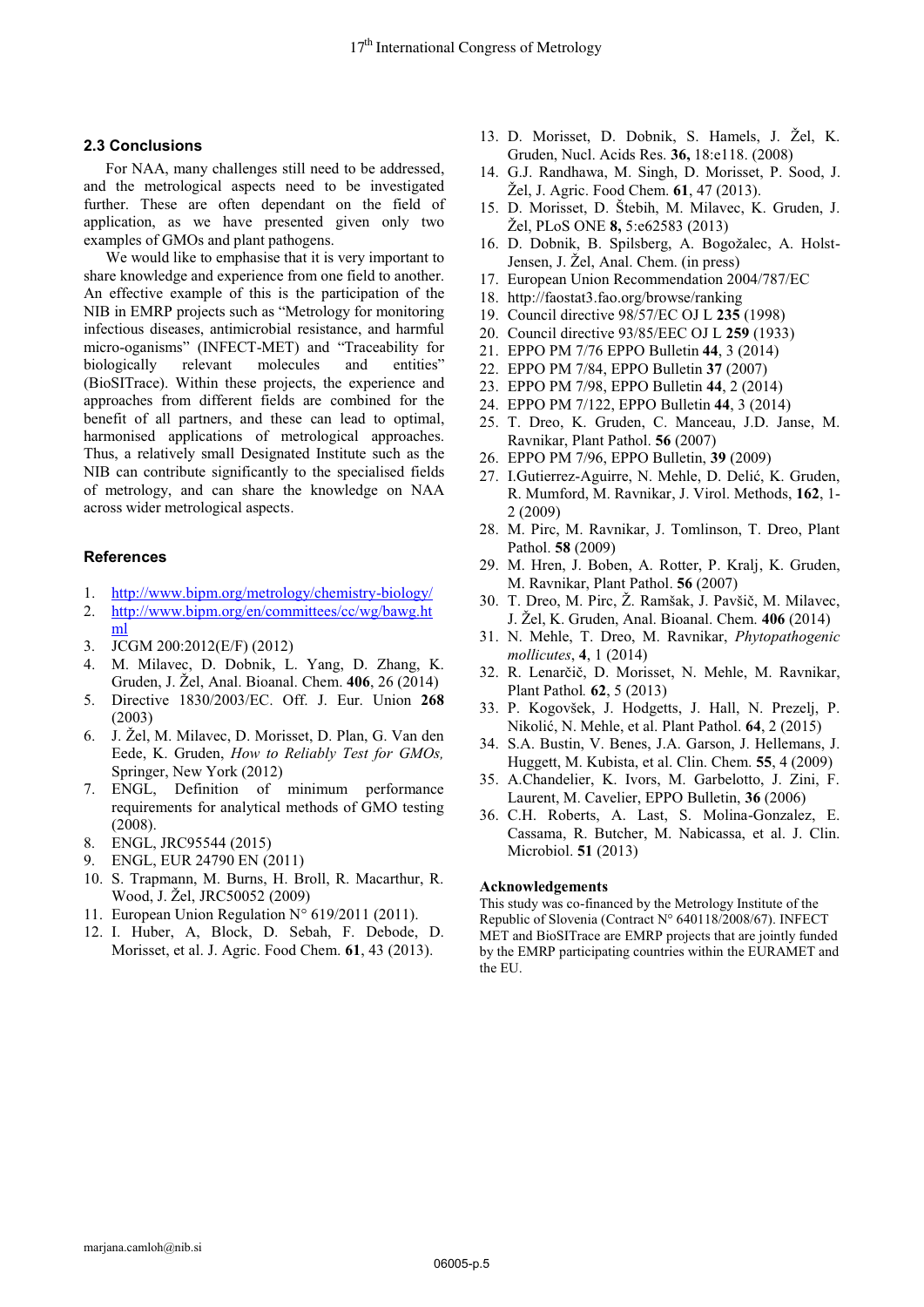### 2.3 Conclusions

For NAA, many challenges still need to be addressed, and the metrological aspects need to be investigated further. These are often dependant on the field of application, as we have presented given only two examples of GMOs and plant pathogens.

We would like to emphasise that it is very important to share knowledge and experience from one field to another. An effective example of this is the participation of the NIB in EMRP projects such as "Metrology for monitoring infectious diseases, antimicrobial resistance, and harmful micro-oganisms" (INFECT-MET) and "Traceability for biologically relevant molecules and entities" (BioSITrace). Within these projects, the experience and approaches from different fields are combined for the benefit of all partners, and these can lead to optimal, harmonised applications of metrological approaches. Thus, a relatively small Designated Institute such as the NIB can contribute significantly to the specialised fields of metrology, and can share the knowledge on NAA across wider metrological aspects.

### References

1. http://www.bipm.org/metrology/chemistry-biology/
2. http://www.bipm.org/en/committees/cc/wg/bawg.html
3. JCGM 200:2012(E/F) (2012)
4. M. Milavec, D. Dobnik, L. Yang, D. Zhang, K. Gruden, J. Žel, Anal. Bioanal. Chem. **406**, 26 (2014)
5. Directive 1830/2003/EC. Off. J. Eur. Union **268** (2003)
6. J. Žel, M. Milavec, D. Morisset, D. Plan, G. Van den Eede, K. Gruden, *How to Reliably Test for GMOs*, Springer, New York (2012)
7. ENGL, Definition of minimum performance requirements for analytical methods of GMO testing (2008).
8. ENGL, JRC95544 (2015)
9. ENGL, EUR 24790 EN (2011)
10. S. Trapmann, M. Burns, H. Broll, R. Macarthur, R. Wood, J. Žel, JRC50052 (2009)
11. European Union Regulation N° 619/2011 (2011).
12. I. Huber, A, Block, D. Sebah, F. Debode, D. Morisset, et al. J. Agric. Food Chem. **61**, 43 (2013).
13. D. Morisset, D. Dobnik, S. Hamels, J. Žel, K. Gruden, Nucl. Acids Res. **36,** 18:e118. (2008)
14. G.J. Randhawa, M. Singh, D. Morisset, P. Sood, J. Žel, J. Agric. Food Chem. **61**, 47 (2013).
15. D. Morisset, D. Štebih, M. Milavec, K. Gruden, J. Žel, PLoS ONE **8,** 5:e62583 (2013)
16. D. Dobnik, B. Spilsberg, A. Bogožalec, A. Holst-Jensen, J. Žel, Anal. Chem. (in press)
17. European Union Recommendation 2004/787/EC
18. http://faostat3.fao.org/browse/ranking
19. Council directive 98/57/EC OJ L **235** (1998)
20. Council directive 93/85/EEC OJ L **259** (1933)
21. EPPO PM 7/76 EPPO Bulletin **44**, 3 (2014)
22. EPPO PM 7/84, EPPO Bulletin **37** (2007)
23. EPPO PM 7/98, EPPO Bulletin **44**, 2 (2014)
24. EPPO PM 7/122, EPPO Bulletin **44**, 3 (2014)
25. T. Dreo, K. Gruden, C. Manceau, J.D. Janse, M. Ravnikar, Plant Pathol. **56** (2007)
26. EPPO PM 7/96, EPPO Bulletin, **39** (2009)
27. I.Gutierrez-Aguirre, N. Mehle, D. Delić, K. Gruden, R. Mumford, M. Ravnikar, J. Virol. Methods, **162**, 1-2 (2009)
28. M. Pirc, M. Ravnikar, J. Tomlinson, T. Dreo, Plant Pathol. **58** (2009)
29. M. Hren, J. Boben, A. Rotter, P. Kralj, K. Gruden, M. Ravnikar, Plant Pathol. **56** (2007)
30. T. Dreo, M. Pirc, Ž. Ramšak, J. Pavšič, M. Milavec, J. Žel, K. Gruden, Anal. Bioanal. Chem. **406** (2014)
31. N. Mehle, T. Dreo, M. Ravnikar, *Phytopathogenic mollicutes*, **4**, 1 (2014)
32. R. Lenarčič, D. Morisset, N. Mehle, M. Ravnikar, Plant Pathol. **62**, 5 (2013)
33. P. Kogovšek, J. Hodgetts, J. Hall, N. Prezelj, P. Nikolić, N. Mehle, et al. Plant Pathol. **64**, 2 (2015)
34. S.A. Bustin, V. Benes, J.A. Garson, J. Hellemans, J. Huggett, M. Kubista, et al. Clin. Chem. **55**, 4 (2009)
35. A.Chandelier, K. Ivors, M. Garbelotto, J. Zini, F. Laurent, M. Cavelier, EPPO Bulletin, **36** (2006)
36. C.H. Roberts, A. Last, S. Molina-Gonzalez, E. Cassama, R. Butcher, M. Nabicassa, et al. J. Clin. Microbiol. **51** (2013)

### Acknowledgements

This study was co-financed by the Metrology Institute of the Republic of Slovenia (Contract N° 640118/2008/67). INFECT MET and BioSITrace are EMRP projects that are jointly funded by the EMRP participating countries within the EURAMET and the EU.

marjana.camloh@nib.si